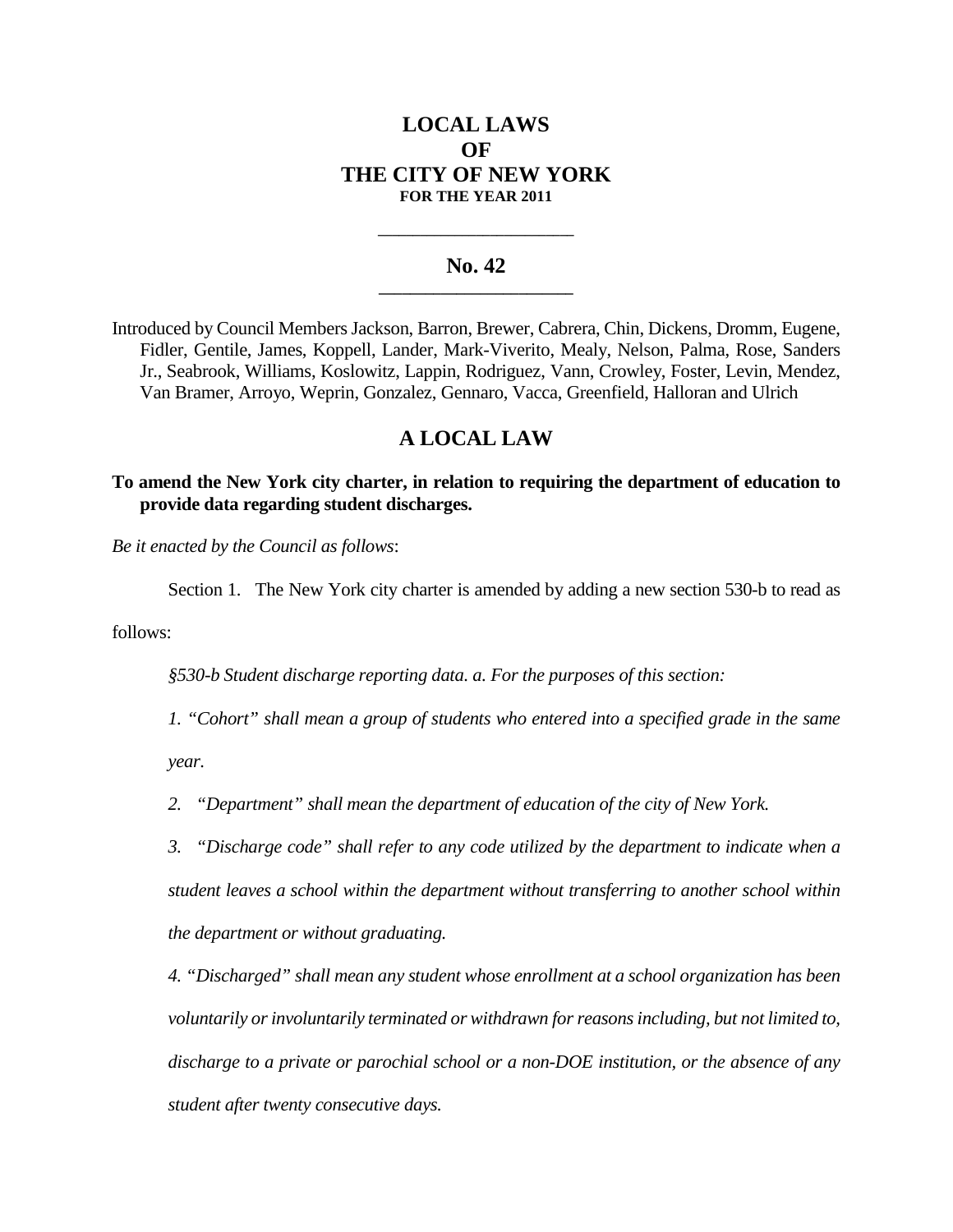# LOCAL LAWS
# OF
# THE CITY OF NEW YORK
**FOR THE YEAR 2011**

---

## No. 42

---

Introduced by Council Members Jackson, Barron, Brewer, Cabrera, Chin, Dickens, Dromm, Eugene, Fidler, Gentile, James, Koppell, Lander, Mark-Viverito, Mealy, Nelson, Palma, Rose, Sanders Jr., Seabrook, Williams, Koslowitz, Lappin, Rodriguez, Vann, Crowley, Foster, Levin, Mendez, Van Bramer, Arroyo, Weprin, Gonzalez, Gennaro, Vacca, Greenfield, Halloran and Ulrich

## A LOCAL LAW

**To amend the New York city charter, in relation to requiring the department of education to provide data regarding student discharges.**

*Be it enacted by the Council as follows*:

Section 1. The New York city charter is amended by adding a new section 530-b to read as follows:

*§530-b Student discharge reporting data. a. For the purposes of this section:*

*1. "Cohort" shall mean a group of students who entered into a specified grade in the same year.*

*2. "Department" shall mean the department of education of the city of New York.*

*3. "Discharge code" shall refer to any code utilized by the department to indicate when a student leaves a school within the department without transferring to another school within the department or without graduating.*

*4. "Discharged" shall mean any student whose enrollment at a school organization has been voluntarily or involuntarily terminated or withdrawn for reasons including, but not limited to, discharge to a private or parochial school or a non-DOE institution, or the absence of any student after twenty consecutive days.*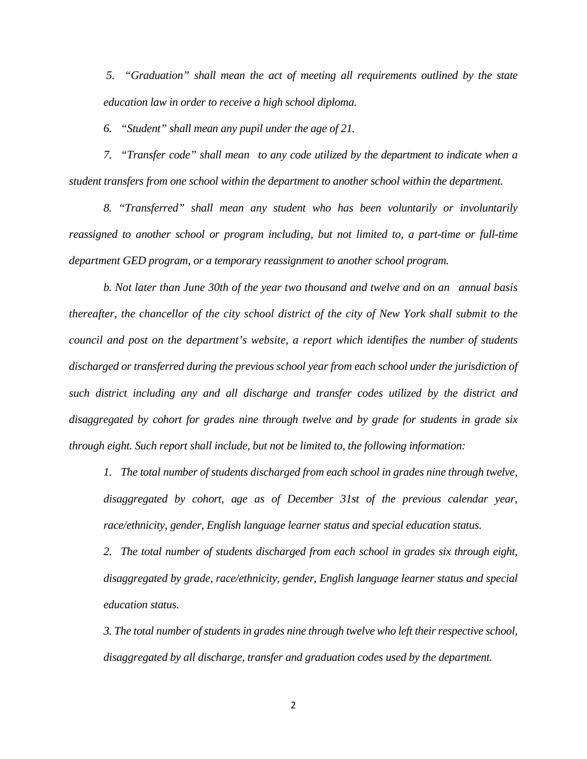*5. "Graduation" shall mean the act of meeting all requirements outlined by the state education law in order to receive a high school diploma.*

*6. "Student" shall mean any pupil under the age of 21.*

*7. "Transfer code" shall mean to any code utilized by the department to indicate when a student transfers from one school within the department to another school within the department.*

*8. "Transferred" shall mean any student who has been voluntarily or involuntarily reassigned to another school or program including, but not limited to, a part-time or full-time department GED program, or a temporary reassignment to another school program.*

*b. Not later than June 30th of the year two thousand and twelve and on an annual basis thereafter, the chancellor of the city school district of the city of New York shall submit to the council and post on the department's website, a report which identifies the number of students discharged or transferred during the previous school year from each school under the jurisdiction of such district including any and all discharge and transfer codes utilized by the district and disaggregated by cohort for grades nine through twelve and by grade for students in grade six through eight. Such report shall include, but not be limited to, the following information:*

*1. The total number of students discharged from each school in grades nine through twelve, disaggregated by cohort, age as of December 31st of the previous calendar year, race/ethnicity, gender, English language learner status and special education status.*

*2. The total number of students discharged from each school in grades six through eight, disaggregated by grade, race/ethnicity, gender, English language learner status and special education status.*

*3. The total number of students in grades nine through twelve who left their respective school, disaggregated by all discharge, transfer and graduation codes used by the department.*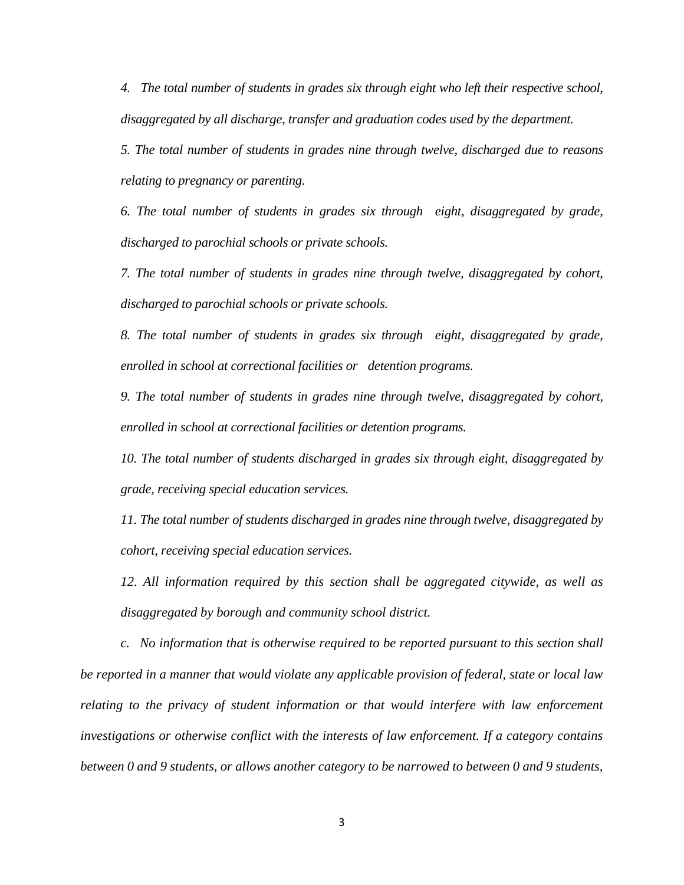*4. The total number of students in grades six through eight who left their respective school, disaggregated by all discharge, transfer and graduation codes used by the department.*

*5. The total number of students in grades nine through twelve, discharged due to reasons relating to pregnancy or parenting.*

*6. The total number of students in grades six through eight, disaggregated by grade, discharged to parochial schools or private schools.*

*7. The total number of students in grades nine through twelve, disaggregated by cohort, discharged to parochial schools or private schools.*

*8. The total number of students in grades six through eight, disaggregated by grade, enrolled in school at correctional facilities or detention programs.*

*9. The total number of students in grades nine through twelve, disaggregated by cohort, enrolled in school at correctional facilities or detention programs.*

*10. The total number of students discharged in grades six through eight, disaggregated by grade, receiving special education services.*

*11. The total number of students discharged in grades nine through twelve, disaggregated by cohort, receiving special education services.*

*12. All information required by this section shall be aggregated citywide, as well as disaggregated by borough and community school district.*

*c. No information that is otherwise required to be reported pursuant to this section shall be reported in a manner that would violate any applicable provision of federal, state or local law relating to the privacy of student information or that would interfere with law enforcement investigations or otherwise conflict with the interests of law enforcement. If a category contains between 0 and 9 students, or allows another category to be narrowed to between 0 and 9 students,*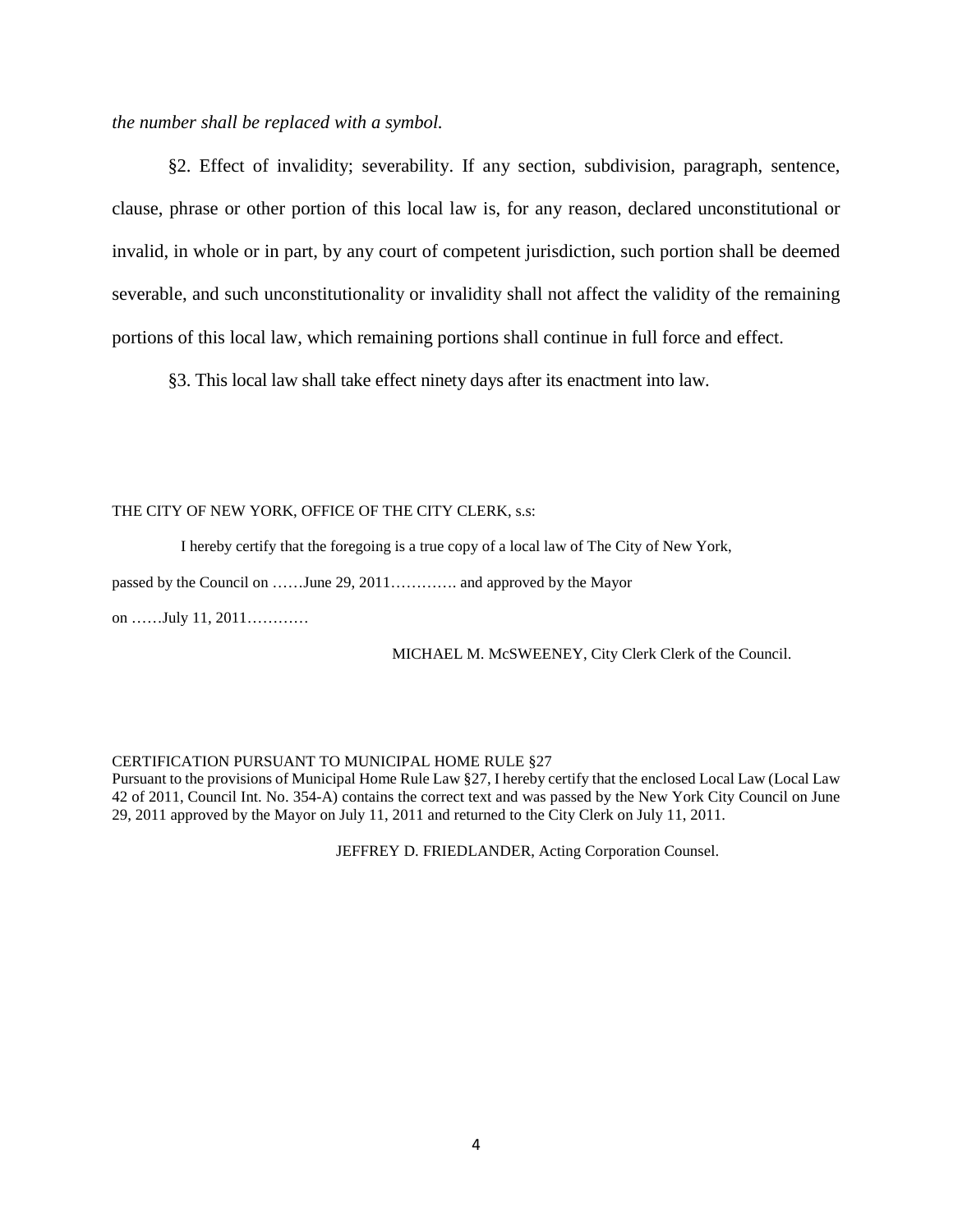*the number shall be replaced with a symbol.*

§2. Effect of invalidity; severability. If any section, subdivision, paragraph, sentence, clause, phrase or other portion of this local law is, for any reason, declared unconstitutional or invalid, in whole or in part, by any court of competent jurisdiction, such portion shall be deemed severable, and such unconstitutionality or invalidity shall not affect the validity of the remaining portions of this local law, which remaining portions shall continue in full force and effect.

§3. This local law shall take effect ninety days after its enactment into law.

THE CITY OF NEW YORK, OFFICE OF THE CITY CLERK, s.s:

I hereby certify that the foregoing is a true copy of a local law of The City of New York, passed by the Council on ……June 29, 2011…………. and approved by the Mayor on ……July 11, 2011…………

MICHAEL M. McSWEENEY, City Clerk Clerk of the Council.

CERTIFICATION PURSUANT TO MUNICIPAL HOME RULE §27

Pursuant to the provisions of Municipal Home Rule Law §27, I hereby certify that the enclosed Local Law (Local Law 42 of 2011, Council Int. No. 354-A) contains the correct text and was passed by the New York City Council on June 29, 2011 approved by the Mayor on July 11, 2011 and returned to the City Clerk on July 11, 2011.

JEFFREY D. FRIEDLANDER, Acting Corporation Counsel.